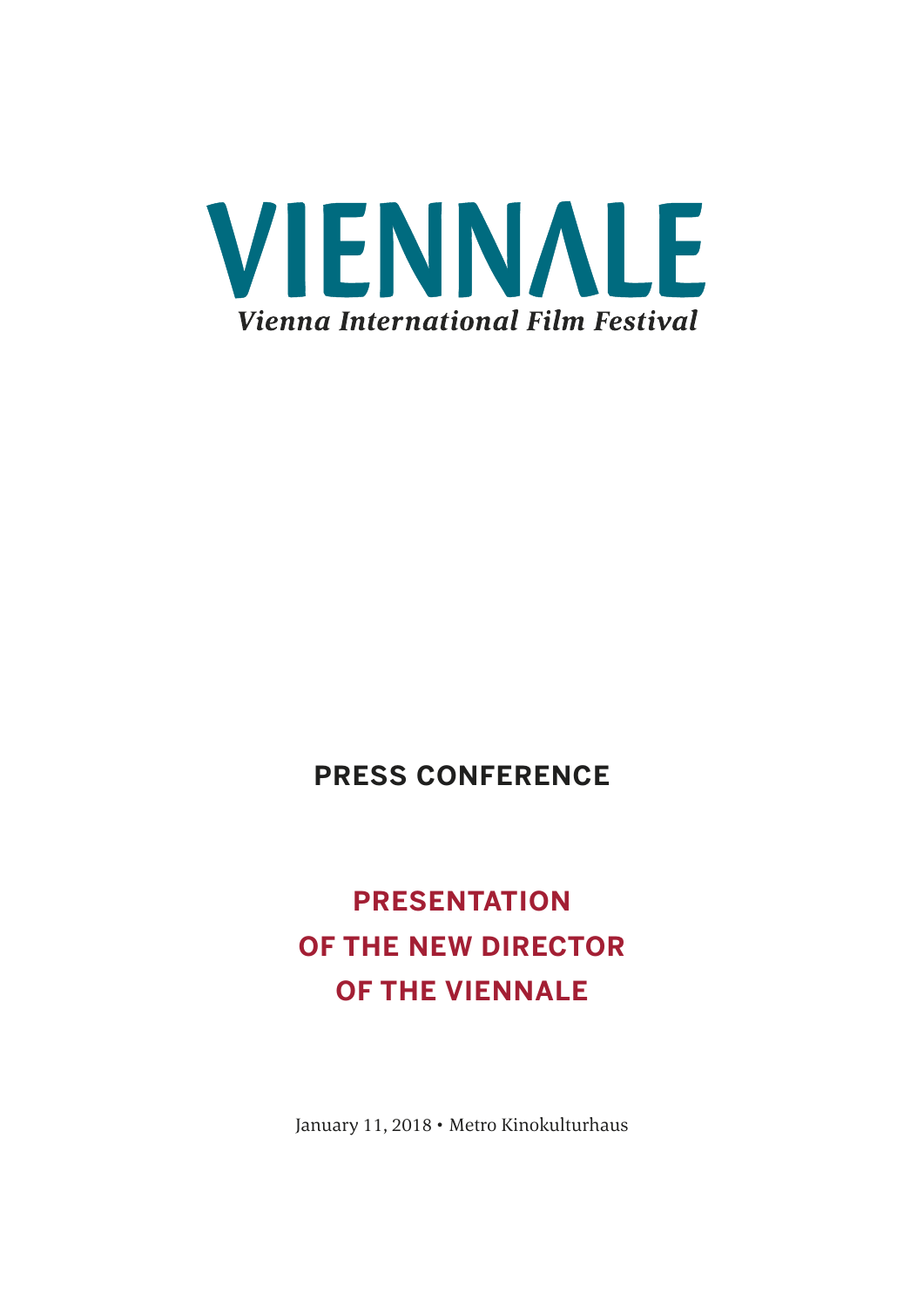# VIENNALE

*Vienna International Film Festival*

## PRESS CONFERENCE

## PRESENTATION OF THE NEW DIRECTOR OF THE VIENNALE

January 11, 2018 • Metro Kinokulturhaus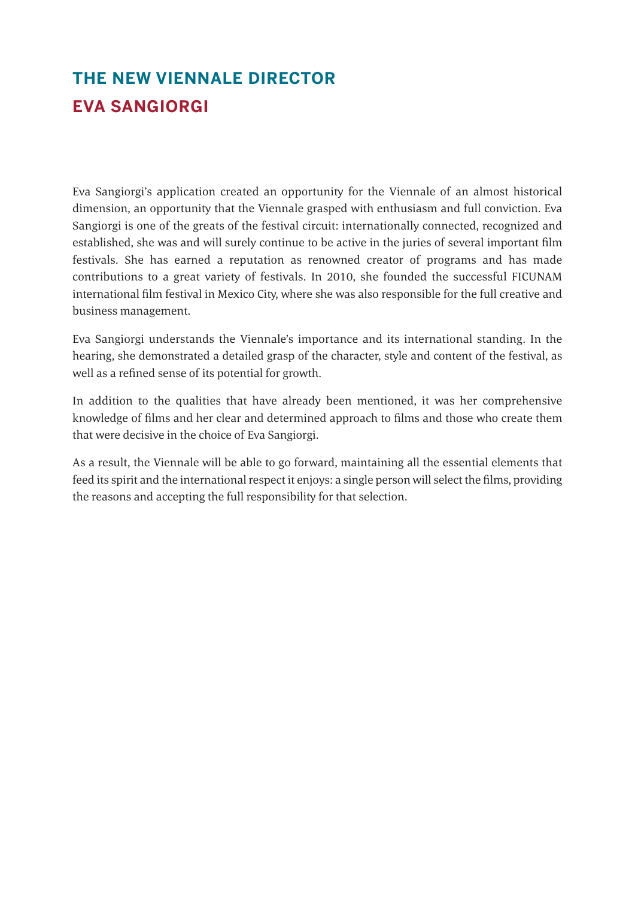# THE NEW VIENNALE DIRECTOR

## EVA SANGIORGI

Eva Sangiorgi's application created an opportunity for the Viennale of an almost historical dimension, an opportunity that the Viennale grasped with enthusiasm and full conviction. Eva Sangiorgi is one of the greats of the festival circuit: internationally connected, recognized and established, she was and will surely continue to be active in the juries of several important film festivals. She has earned a reputation as renowned creator of programs and has made contributions to a great variety of festivals. In 2010, she founded the successful FICUNAM international film festival in Mexico City, where she was also responsible for the full creative and business management.

Eva Sangiorgi understands the Viennale's importance and its international standing. In the hearing, she demonstrated a detailed grasp of the character, style and content of the festival, as well as a refined sense of its potential for growth.

In addition to the qualities that have already been mentioned, it was her comprehensive knowledge of films and her clear and determined approach to films and those who create them that were decisive in the choice of Eva Sangiorgi.

As a result, the Viennale will be able to go forward, maintaining all the essential elements that feed its spirit and the international respect it enjoys: a single person will select the films, providing the reasons and accepting the full responsibility for that selection.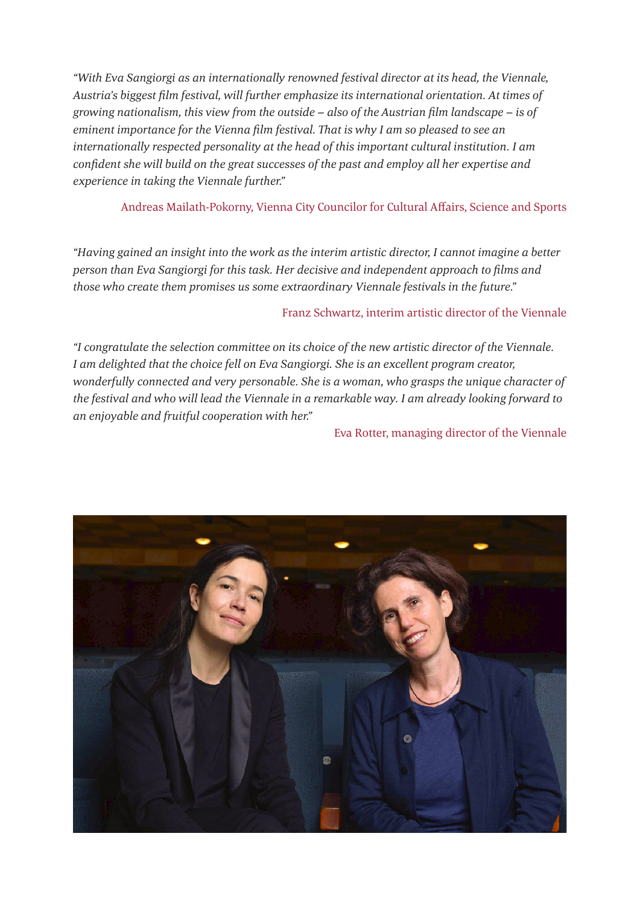*“With Eva Sangiorgi as an internationally renowned festival director at its head, the Viennale, Austria’s biggest film festival, will further emphasize its international orientation. At times of growing nationalism, this view from the outside – also of the Austrian film landscape – is of eminent importance for the Vienna film festival. That is why I am so pleased to see an internationally respected personality at the head of this important cultural institution. I am confident she will build on the great successes of the past and employ all her expertise and experience in taking the Viennale further.”*

Andreas Mailath-Pokorny, Vienna City Councilor for Cultural Affairs, Science and Sports

*“Having gained an insight into the work as the interim artistic director, I cannot imagine a better person than Eva Sangiorgi for this task. Her decisive and independent approach to films and those who create them promises us some extraordinary Viennale festivals in the future.”*

Franz Schwartz, interim artistic director of the Viennale

*“I congratulate the selection committee on its choice of the new artistic director of the Viennale. I am delighted that the choice fell on Eva Sangiorgi. She is an excellent program creator, wonderfully connected and very personable. She is a woman, who grasps the unique character of the festival and who will lead the Viennale in a remarkable way. I am already looking forward to an enjoyable and fruitful cooperation with her.”*

Eva Rotter, managing director of the Viennale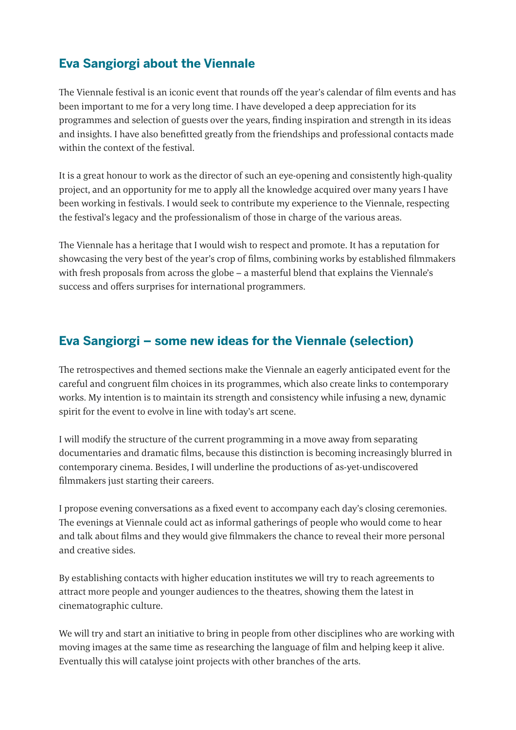## Eva Sangiorgi about the Viennale

The Viennale festival is an iconic event that rounds off the year's calendar of film events and has been important to me for a very long time. I have developed a deep appreciation for its programmes and selection of guests over the years, finding inspiration and strength in its ideas and insights. I have also benefitted greatly from the friendships and professional contacts made within the context of the festival.

It is a great honour to work as the director of such an eye-opening and consistently high-quality project, and an opportunity for me to apply all the knowledge acquired over many years I have been working in festivals. I would seek to contribute my experience to the Viennale, respecting the festival's legacy and the professionalism of those in charge of the various areas.

The Viennale has a heritage that I would wish to respect and promote. It has a reputation for showcasing the very best of the year's crop of films, combining works by established filmmakers with fresh proposals from across the globe – a masterful blend that explains the Viennale's success and offers surprises for international programmers.

## Eva Sangiorgi – some new ideas for the Viennale (selection)

The retrospectives and themed sections make the Viennale an eagerly anticipated event for the careful and congruent film choices in its programmes, which also create links to contemporary works. My intention is to maintain its strength and consistency while infusing a new, dynamic spirit for the event to evolve in line with today's art scene.

I will modify the structure of the current programming in a move away from separating documentaries and dramatic films, because this distinction is becoming increasingly blurred in contemporary cinema. Besides, I will underline the productions of as-yet-undiscovered filmmakers just starting their careers.

I propose evening conversations as a fixed event to accompany each day's closing ceremonies. The evenings at Viennale could act as informal gatherings of people who would come to hear and talk about films and they would give filmmakers the chance to reveal their more personal and creative sides.

By establishing contacts with higher education institutes we will try to reach agreements to attract more people and younger audiences to the theatres, showing them the latest in cinematographic culture.

We will try and start an initiative to bring in people from other disciplines who are working with moving images at the same time as researching the language of film and helping keep it alive. Eventually this will catalyse joint projects with other branches of the arts.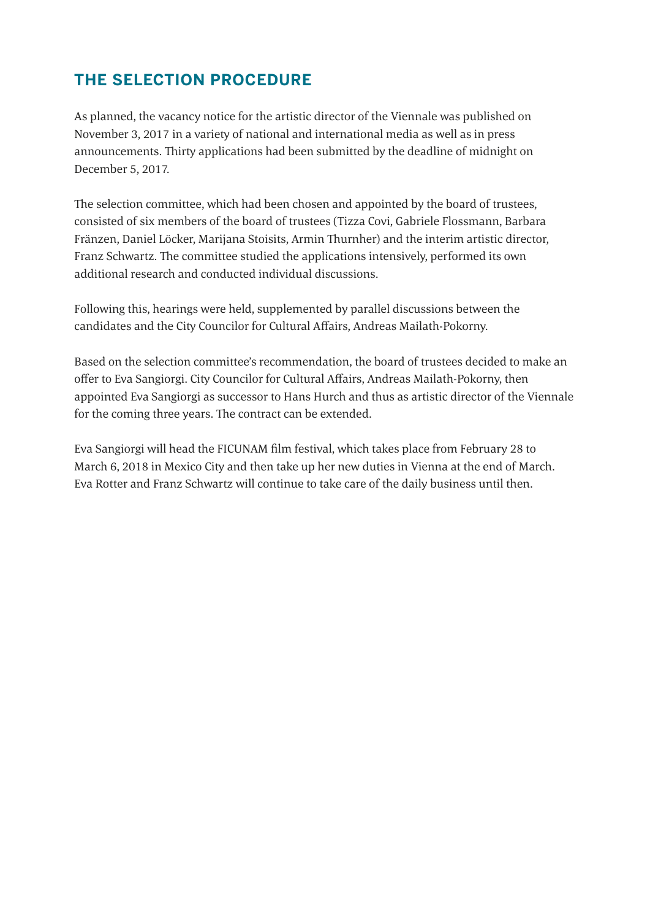## THE SELECTION PROCEDURE

As planned, the vacancy notice for the artistic director of the Viennale was published on November 3, 2017 in a variety of national and international media as well as in press announcements. Thirty applications had been submitted by the deadline of midnight on December 5, 2017.

The selection committee, which had been chosen and appointed by the board of trustees, consisted of six members of the board of trustees (Tizza Covi, Gabriele Flossmann, Barbara Fränzen, Daniel Löcker, Marijana Stoisits, Armin Thurnher) and the interim artistic director, Franz Schwartz. The committee studied the applications intensively, performed its own additional research and conducted individual discussions.

Following this, hearings were held, supplemented by parallel discussions between the candidates and the City Councilor for Cultural Affairs, Andreas Mailath-Pokorny.

Based on the selection committee's recommendation, the board of trustees decided to make an offer to Eva Sangiorgi. City Councilor for Cultural Affairs, Andreas Mailath-Pokorny, then appointed Eva Sangiorgi as successor to Hans Hurch and thus as artistic director of the Viennale for the coming three years. The contract can be extended.

Eva Sangiorgi will head the FICUNAM film festival, which takes place from February 28 to March 6, 2018 in Mexico City and then take up her new duties in Vienna at the end of March. Eva Rotter and Franz Schwartz will continue to take care of the daily business until then.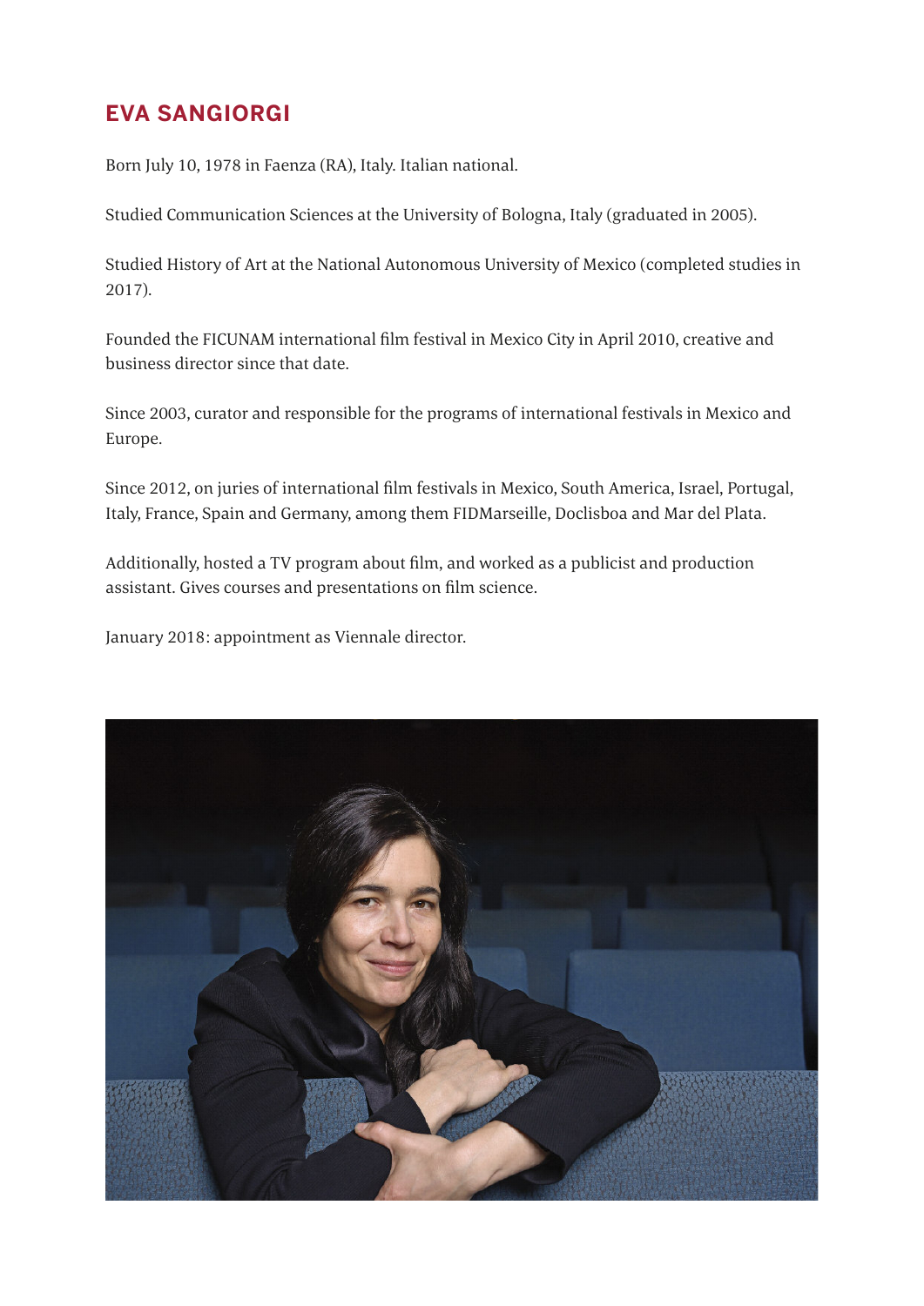# EVA SANGIORGI

Born July 10, 1978 in Faenza (RA), Italy. Italian national.

Studied Communication Sciences at the University of Bologna, Italy (graduated in 2005).

Studied History of Art at the National Autonomous University of Mexico (completed studies in 2017).

Founded the FICUNAM international film festival in Mexico City in April 2010, creative and business director since that date.

Since 2003, curator and responsible for the programs of international festivals in Mexico and Europe.

Since 2012, on juries of international film festivals in Mexico, South America, Israel, Portugal, Italy, France, Spain and Germany, among them FIDMarseille, Doclisboa and Mar del Plata.

Additionally, hosted a TV program about film, and worked as a publicist and production assistant. Gives courses and presentations on film science.

January 2018: appointment as Viennale director.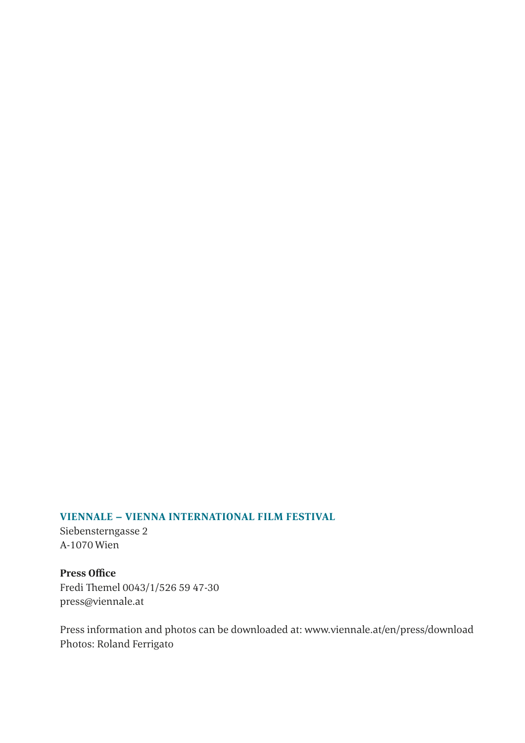**VIENNALE – VIENNA INTERNATIONAL FILM FESTIVAL**
Siebensterngasse 2
A-1070 Wien

**Press Office**
Fredi Themel 0043/1/526 59 47-30
press@viennale.at

Press information and photos can be downloaded at: www.viennale.at/en/press/download
Photos: Roland Ferrigato